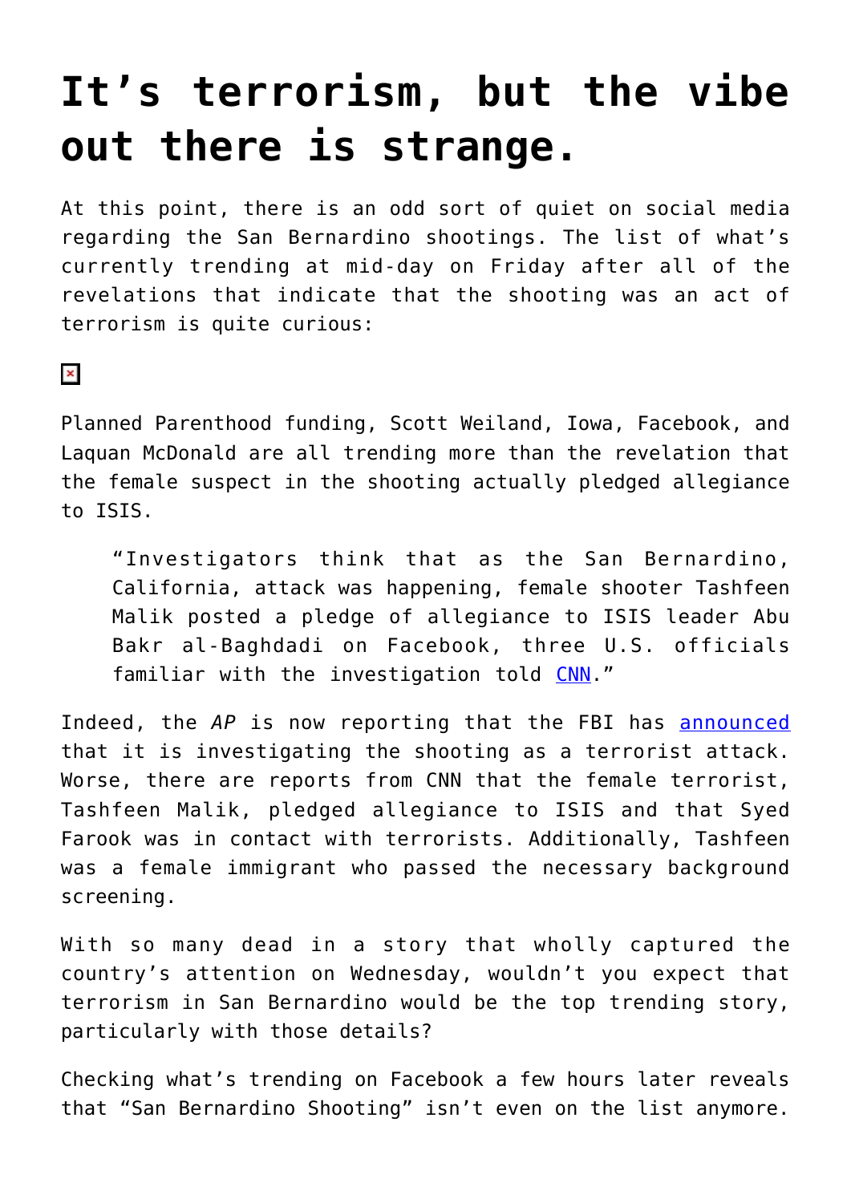# It's terrorism, but the vibe out there is strange.

At this point, there is an odd sort of quiet on social media regarding the San Bernardino shootings. The list of what's currently trending at mid-day on Friday after all of the revelations that indicate that the shooting was an act of terrorism is quite curious:

Planned Parenthood funding, Scott Weiland, Iowa, Facebook, and Laquan McDonald are all trending more than the revelation that the female suspect in the shooting actually pledged allegiance to ISIS.

> "Investigators think that as the San Bernardino, California, attack was happening, female shooter Tashfeen Malik posted a pledge of allegiance to ISIS leader Abu Bakr al-Baghdadi on Facebook, three U.S. officials familiar with the investigation told CNN."

Indeed, the *AP* is now reporting that the FBI has announced that it is investigating the shooting as a terrorist attack. Worse, there are reports from CNN that the female terrorist, Tashfeen Malik, pledged allegiance to ISIS and that Syed Farook was in contact with terrorists. Additionally, Tashfeen was a female immigrant who passed the necessary background screening.

With so many dead in a story that wholly captured the country's attention on Wednesday, wouldn't you expect that terrorism in San Bernardino would be the top trending story, particularly with those details?

Checking what's trending on Facebook a few hours later reveals that "San Bernardino Shooting" isn't even on the list anymore.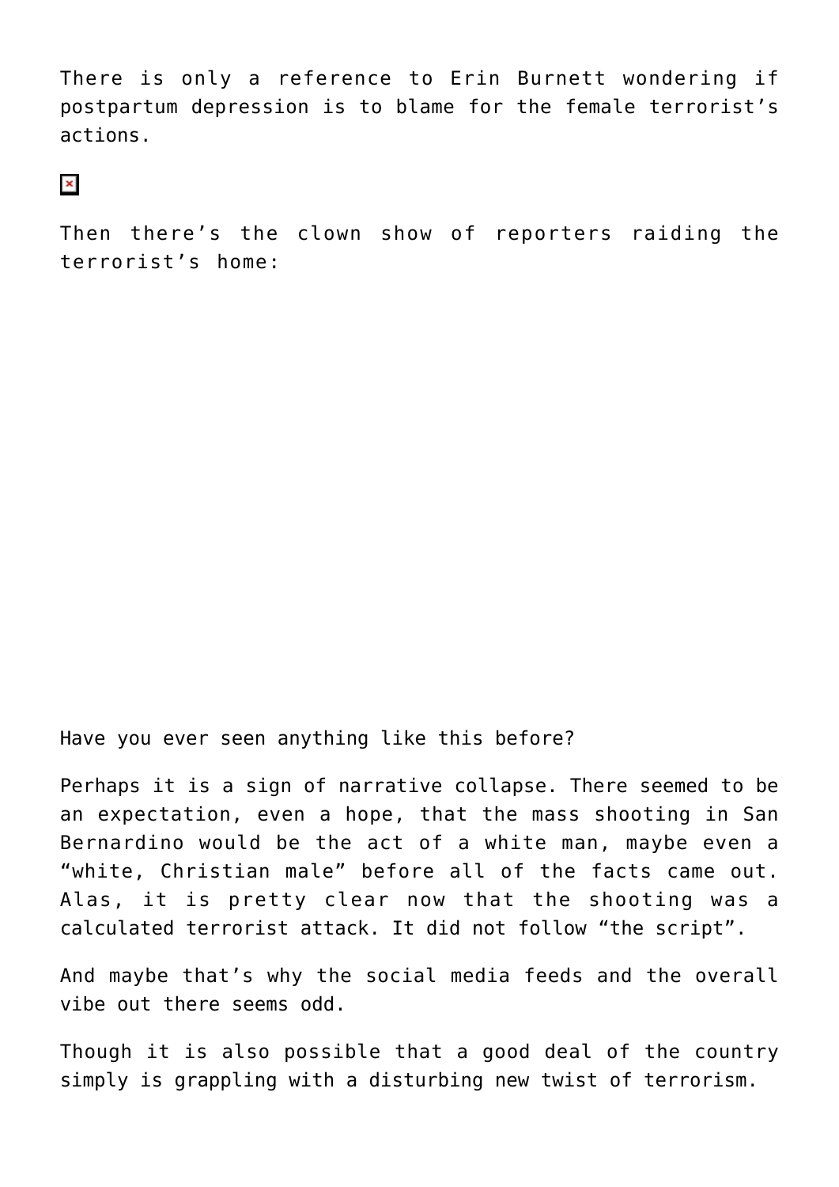There is only a reference to Erin Burnett wondering if postpartum depression is to blame for the female terrorist's actions.

Then there's the clown show of reporters raiding the terrorist's home:

Have you ever seen anything like this before?

Perhaps it is a sign of narrative collapse. There seemed to be an expectation, even a hope, that the mass shooting in San Bernardino would be the act of a white man, maybe even a "white, Christian male" before all of the facts came out. Alas, it is pretty clear now that the shooting was a calculated terrorist attack. It did not follow "the script".

And maybe that's why the social media feeds and the overall vibe out there seems odd.

Though it is also possible that a good deal of the country simply is grappling with a disturbing new twist of terrorism.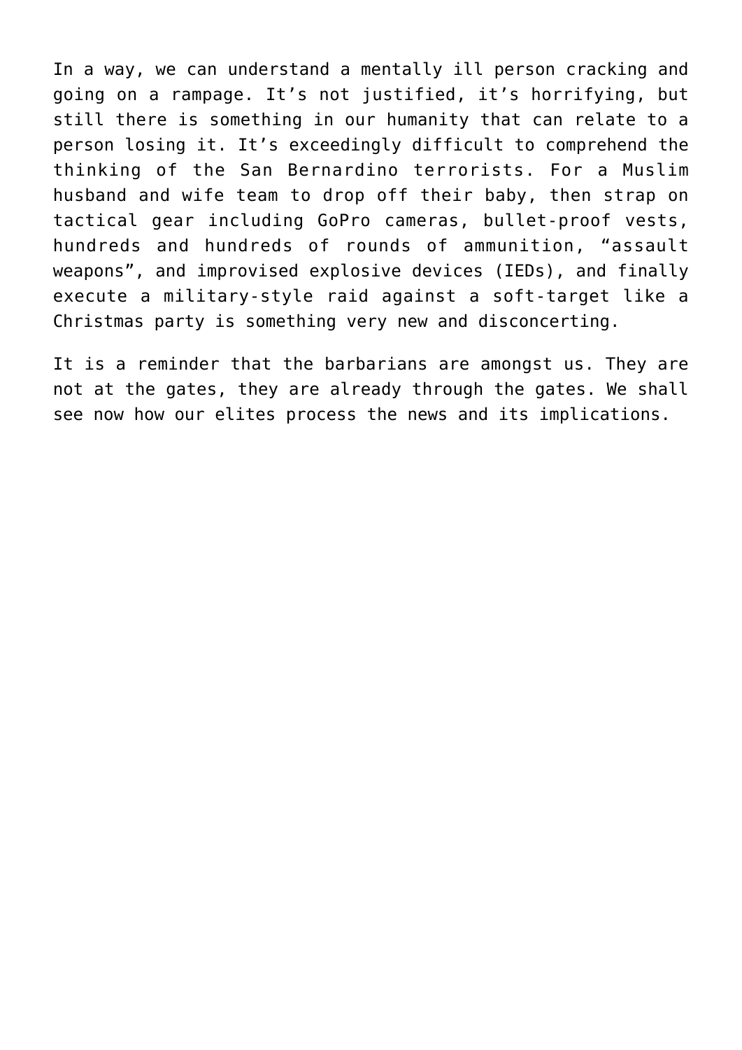In a way, we can understand a mentally ill person cracking and going on a rampage. It’s not justified, it’s horrifying, but still there is something in our humanity that can relate to a person losing it. It’s exceedingly difficult to comprehend the thinking of the San Bernardino terrorists. For a Muslim husband and wife team to drop off their baby, then strap on tactical gear including GoPro cameras, bullet-proof vests, hundreds and hundreds of rounds of ammunition, “assault weapons”, and improvised explosive devices (IEDs), and finally execute a military-style raid against a soft-target like a Christmas party is something very new and disconcerting.

It is a reminder that the barbarians are amongst us. They are not at the gates, they are already through the gates. We shall see now how our elites process the news and its implications.